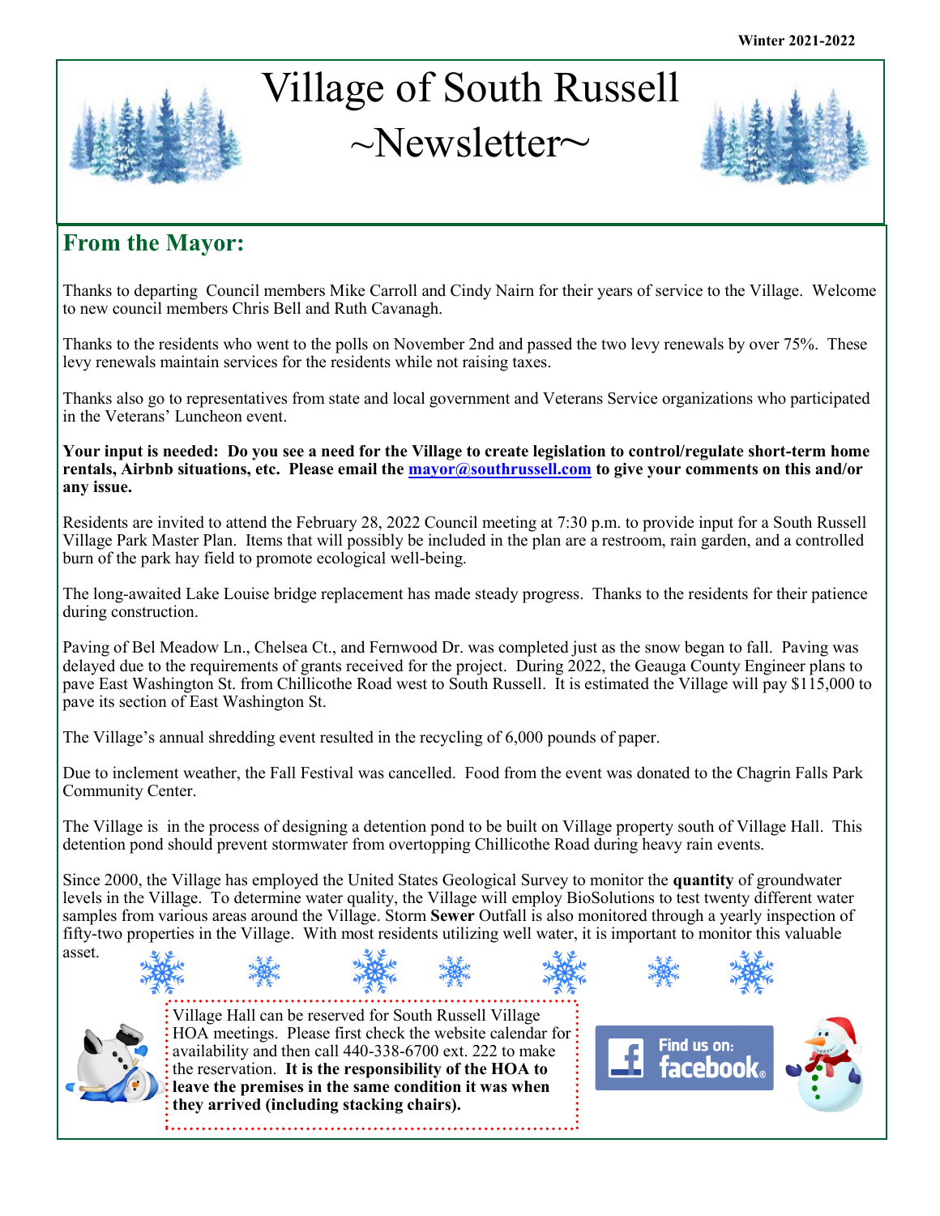Winter 2021-2022

# Village of South Russell ~Newsletter~

## From the Mayor:

Thanks to departing Council members Mike Carroll and Cindy Nairn for their years of service to the Village. Welcome to new council members Chris Bell and Ruth Cavanagh.

Thanks to the residents who went to the polls on November 2nd and passed the two levy renewals by over 75%. These levy renewals maintain services for the residents while not raising taxes.

Thanks also go to representatives from state and local government and Veterans Service organizations who participated in the Veterans' Luncheon event.

**Your input is needed: Do you see a need for the Village to create legislation to control/regulate short-term home rentals, Airbnb situations, etc. Please email the mayor@southrussell.com to give your comments on this and/or any issue.**

Residents are invited to attend the February 28, 2022 Council meeting at 7:30 p.m. to provide input for a South Russell Village Park Master Plan. Items that will possibly be included in the plan are a restroom, rain garden, and a controlled burn of the park hay field to promote ecological well-being.

The long-awaited Lake Louise bridge replacement has made steady progress. Thanks to the residents for their patience during construction.

Paving of Bel Meadow Ln., Chelsea Ct., and Fernwood Dr. was completed just as the snow began to fall. Paving was delayed due to the requirements of grants received for the project. During 2022, the Geauga County Engineer plans to pave East Washington St. from Chillicothe Road west to South Russell. It is estimated the Village will pay $115,000 to pave its section of East Washington St.

The Village's annual shredding event resulted in the recycling of 6,000 pounds of paper.

Due to inclement weather, the Fall Festival was cancelled. Food from the event was donated to the Chagrin Falls Park Community Center.

The Village is in the process of designing a detention pond to be built on Village property south of Village Hall. This detention pond should prevent stormwater from overtopping Chillicothe Road during heavy rain events.

Since 2000, the Village has employed the United States Geological Survey to monitor the **quantity** of groundwater levels in the Village. To determine water quality, the Village will employ BioSolutions to test twenty different water samples from various areas around the Village. Storm **Sewer** Outfall is also monitored through a yearly inspection of fifty-two properties in the Village. With most residents utilizing well water, it is important to monitor this valuable asset.

Village Hall can be reserved for South Russell Village HOA meetings. Please first check the website calendar for availability and then call 440-338-6700 ext. 222 to make the reservation. **It is the responsibility of the HOA to leave the premises in the same condition it was when they arrived (including stacking chairs).**

Find us on: facebook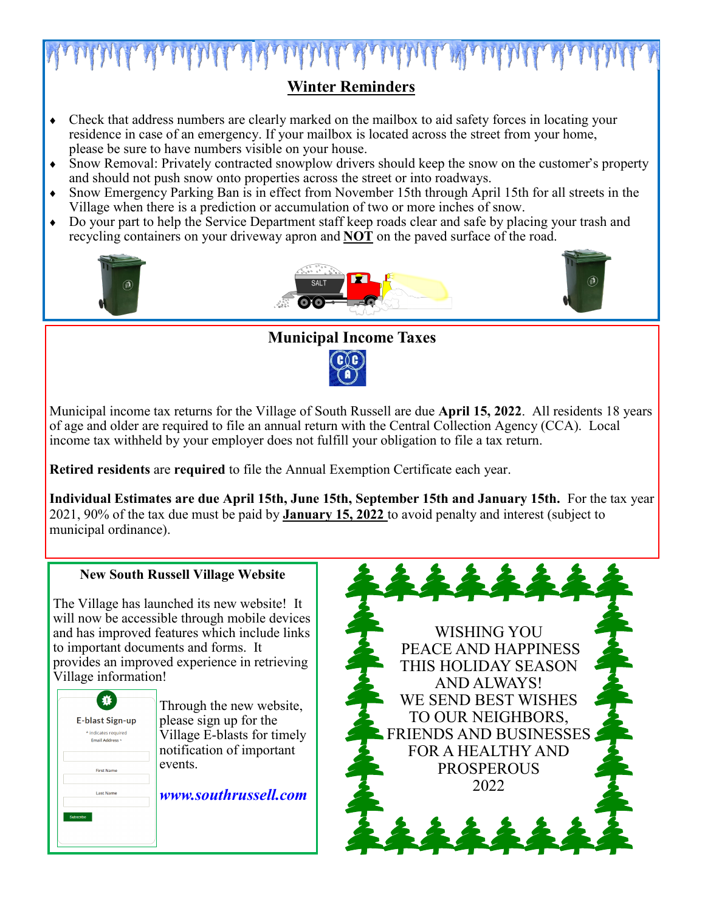## Winter Reminders

- Check that address numbers are clearly marked on the mailbox to aid safety forces in locating your residence in case of an emergency. If your mailbox is located across the street from your home, please be sure to have numbers visible on your house.
- Snow Removal: Privately contracted snowplow drivers should keep the snow on the customer's property and should not push snow onto properties across the street or into roadways.
- Snow Emergency Parking Ban is in effect from November 15th through April 15th for all streets in the Village when there is a prediction or accumulation of two or more inches of snow.
- Do your part to help the Service Department staff keep roads clear and safe by placing your trash and recycling containers on your driveway apron and **NOT** on the paved surface of the road.

## Municipal Income Taxes

Municipal income tax returns for the Village of South Russell are due **April 15, 2022**. All residents 18 years of age and older are required to file an annual return with the Central Collection Agency (CCA). Local income tax withheld by your employer does not fulfill your obligation to file a tax return.

**Retired residents** are **required** to file the Annual Exemption Certificate each year.

**Individual Estimates are due April 15th, June 15th, September 15th and January 15th.** For the tax year 2021, 90% of the tax due must be paid by **January 15, 2022** to avoid penalty and interest (subject to municipal ordinance).

### New South Russell Village Website

The Village has launched its new website! It will now be accessible through mobile devices and has improved features which include links to important documents and forms. It provides an improved experience in retrieving Village information!

Through the new website, please sign up for the Village E-blasts for timely notification of important events.

***www.southrussell.com***

WISHING YOU
PEACE AND HAPPINESS
THIS HOLIDAY SEASON
AND ALWAYS!
WE SEND BEST WISHES
TO OUR NEIGHBORS,
FRIENDS AND BUSINESSES
FOR A HEALTHY AND
PROSPEROUS
2022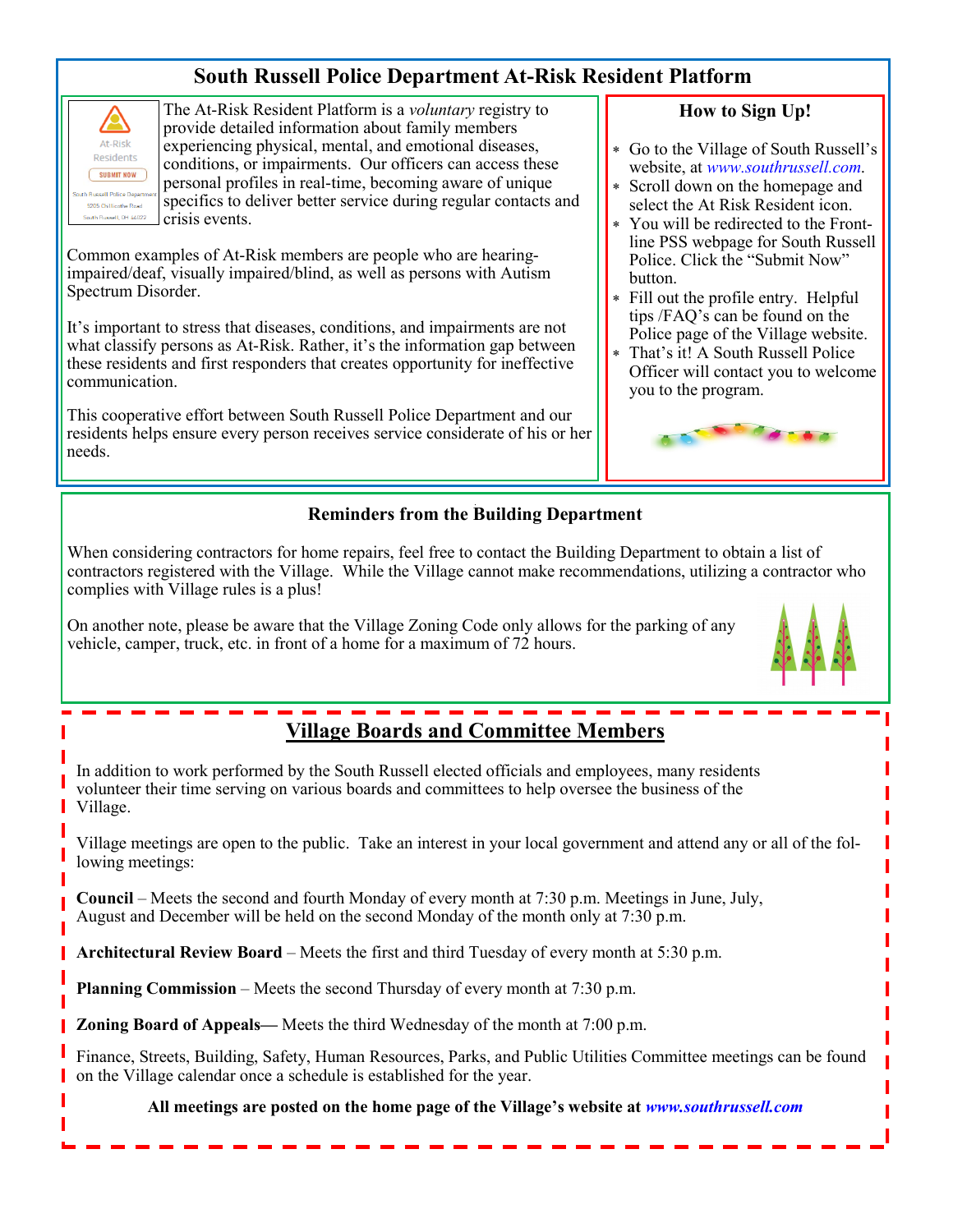## South Russell Police Department At-Risk Resident Platform

The At-Risk Resident Platform is a *voluntary* registry to provide detailed information about family members experiencing physical, mental, and emotional diseases, conditions, or impairments. Our officers can access these personal profiles in real-time, becoming aware of unique specifics to deliver better service during regular contacts and crisis events.

Common examples of At-Risk members are people who are hearing-impaired/deaf, visually impaired/blind, as well as persons with Autism Spectrum Disorder.

It's important to stress that diseases, conditions, and impairments are not what classify persons as At-Risk. Rather, it's the information gap between these residents and first responders that creates opportunity for ineffective communication.

This cooperative effort between South Russell Police Department and our residents helps ensure every person receives service considerate of his or her needs.

### How to Sign Up!

- Go to the Village of South Russell's website, at *www.southrussell.com*.
- Scroll down on the homepage and select the At Risk Resident icon.
- You will be redirected to the Frontline PSS webpage for South Russell Police. Click the "Submit Now" button.
- Fill out the profile entry. Helpful tips /FAQ's can be found on the Police page of the Village website.
- That's it! A South Russell Police Officer will contact you to welcome you to the program.

## Reminders from the Building Department

When considering contractors for home repairs, feel free to contact the Building Department to obtain a list of contractors registered with the Village. While the Village cannot make recommendations, utilizing a contractor who complies with Village rules is a plus!

On another note, please be aware that the Village Zoning Code only allows for the parking of any vehicle, camper, truck, etc. in front of a home for a maximum of 72 hours.

## Village Boards and Committee Members

In addition to work performed by the South Russell elected officials and employees, many residents volunteer their time serving on various boards and committees to help oversee the business of the Village.

Village meetings are open to the public. Take an interest in your local government and attend any or all of the following meetings:

**Council** – Meets the second and fourth Monday of every month at 7:30 p.m. Meetings in June, July, August and December will be held on the second Monday of the month only at 7:30 p.m.

**Architectural Review Board** – Meets the first and third Tuesday of every month at 5:30 p.m.

**Planning Commission** – Meets the second Thursday of every month at 7:30 p.m.

**Zoning Board of Appeals—** Meets the third Wednesday of the month at 7:00 p.m.

Finance, Streets, Building, Safety, Human Resources, Parks, and Public Utilities Committee meetings can be found on the Village calendar once a schedule is established for the year.

**All meetings are posted on the home page of the Village's website at *www.southrussell.com***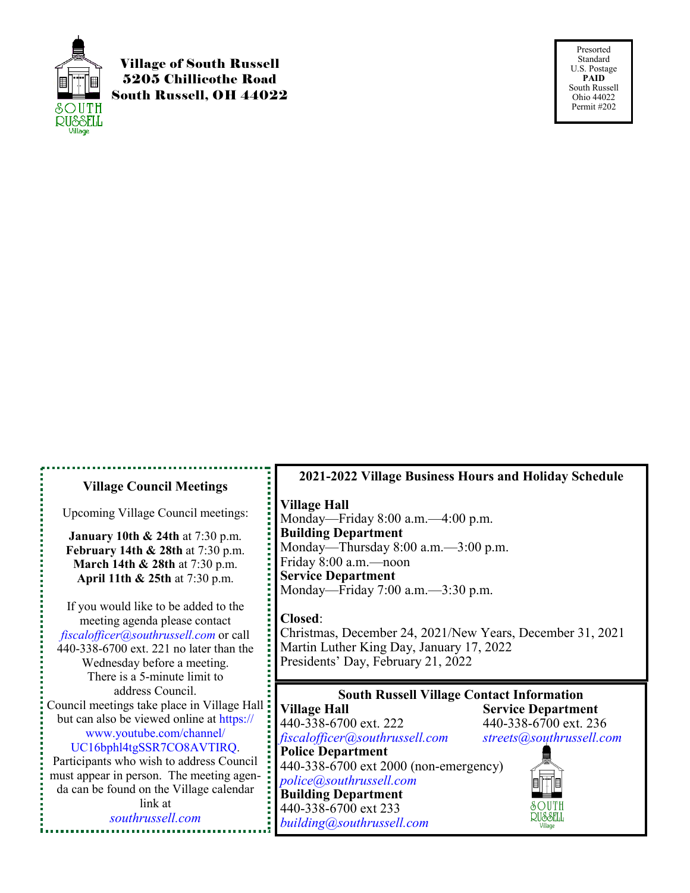**Village of South Russell**
**5205 Chillicothe Road**
**South Russell, OH 44022**

Presorted
Standard
U.S. Postage
**PAID**
South Russell
Ohio 44022
Permit #202

### Village Council Meetings

Upcoming Village Council meetings:

**January 10th & 24th** at 7:30 p.m.
**February 14th & 28th** at 7:30 p.m.
**March 14th & 28th** at 7:30 p.m.
**April 11th & 25th** at 7:30 p.m.

If you would like to be added to the meeting agenda please contact *fiscalofficer@southrussell.com* or call 440-338-6700 ext. 221 no later than the Wednesday before a meeting. There is a 5-minute limit to address Council. Council meetings take place in Village Hall but can also be viewed online at https://www.youtube.com/channel/UC16bphl4tgSSR7CO8AVTIRQ. Participants who wish to address Council must appear in person. The meeting agenda can be found on the Village calendar link at *southrussell.com*

### 2021-2022 Village Business Hours and Holiday Schedule

**Village Hall**
Monday—Friday 8:00 a.m.—4:00 p.m.
**Building Department**
Monday—Thursday 8:00 a.m.—3:00 p.m.
Friday 8:00 a.m.—noon
**Service Department**
Monday—Friday 7:00 a.m.—3:30 p.m.

**Closed**:
Christmas, December 24, 2021/New Years, December 31, 2021
Martin Luther King Day, January 17, 2022
Presidents' Day, February 21, 2022

### South Russell Village Contact Information

**Village Hall**
440-338-6700 ext. 222
*fiscalofficer@southrussell.com*

**Service Department**
440-338-6700 ext. 236
*streets@southrussell.com*

**Police Department**
440-338-6700 ext 2000 (non-emergency)
*police@southrussell.com*

**Building Department**
440-338-6700 ext 233
*building@southrussell.com*